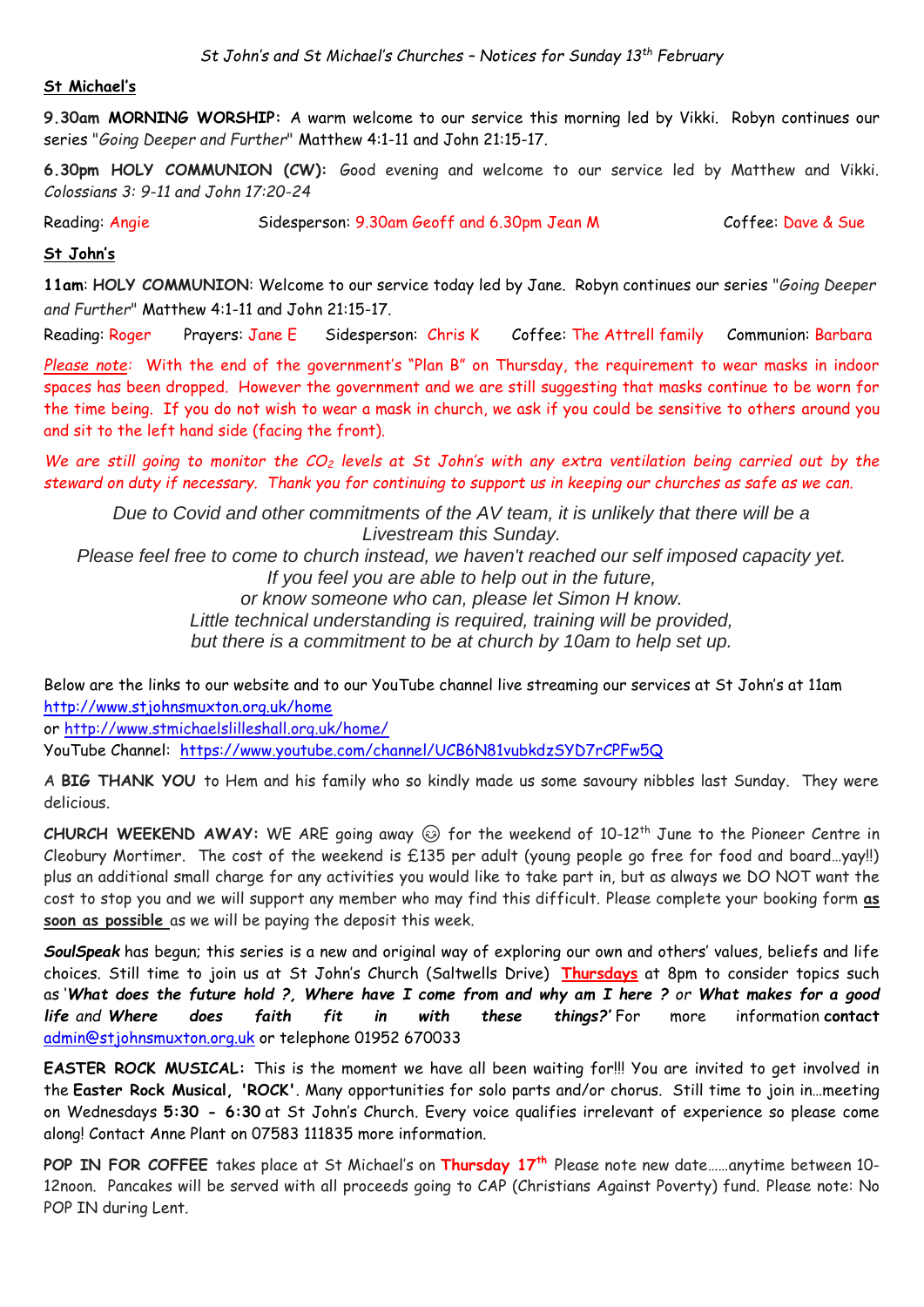*St John's and St Michael's Churches – Notices for Sunday 13th February*

**St Michael's**

**9.30am MORNING WORSHIP:** A warm welcome to our service this morning led by Vikki. Robyn continues our series "*Going Deeper and Further*" Matthew 4:1-11 and John 21:15-17.

**6.30pm HOLY COMMUNION (CW):** Good evening and welcome to our service led by Matthew and Vikki. *Colossians 3: 9-11 and John 17:20-24*

Reading: Angie   Sidesperson: 9.30am Geoff and 6.30pm Jean M   Coffee: Dave & Sue

**St John's**

**11am**: **HOLY COMMUNION**: Welcome to our service today led by Jane. Robyn continues our series "*Going Deeper and Further*" Matthew 4:1-11 and John 21:15-17.

Reading: Roger   Prayers: Jane E   Sidesperson: Chris K   Coffee: The Attrell family   Communion: Barbara

*Please note*: With the end of the government's "Plan B" on Thursday, the requirement to wear masks in indoor spaces has been dropped. However the government and we are still suggesting that masks continue to be worn for the time being. If you do not wish to wear a mask in church, we ask if you could be sensitive to others around you and sit to the left hand side (facing the front).

*We are still going to monitor the $CO_2$ levels at St John's with any extra ventilation being carried out by the steward on duty if necessary. Thank you for continuing to support us in keeping our churches as safe as we can.*

*Due to Covid and other commitments of the AV team, it is unlikely that there will be a Livestream this Sunday.*
*Please feel free to come to church instead, we haven't reached our self imposed capacity yet.*
*If you feel you are able to help out in the future,*
*or know someone who can, please let Simon H know.*
*Little technical understanding is required, training will be provided,*
*but there is a commitment to be at church by 10am to help set up.*

Below are the links to our website and to our YouTube channel live streaming our services at St John's at 11am
http://www.stjohnsmuxton.org.uk/home
or http://www.stmichaelslilleshall.org.uk/home/
YouTube Channel: https://www.youtube.com/channel/UCB6N81vubkdzSYD7rCPFw5Q

A **BIG THANK YOU** to Hem and his family who so kindly made us some savoury nibbles last Sunday. They were delicious.

**CHURCH WEEKEND AWAY:** WE ARE going away ☺ for the weekend of 10-12th June to the Pioneer Centre in Cleobury Mortimer. The cost of the weekend is £135 per adult (young people go free for food and board…yay!!) plus an additional small charge for any activities you would like to take part in, but as always we DO NOT want the cost to stop you and we will support any member who may find this difficult. Please complete your booking form **as soon as possible** as we will be paying the deposit this week.

***SoulSpeak*** has begun; this series is a new and original way of exploring our own and others' values, beliefs and life choices. Still time to join us at St John's Church (Saltwells Drive) **Thursdays** at 8pm to consider topics such as '***What does the future hold ?, Where have I come from and why am I here ?*** *or* ***What makes for a good life*** *and* ***Where does faith fit in with these things?'*** For more information **contact** admin@stjohnsmuxton.org.uk or telephone 01952 670033

**EASTER ROCK MUSICAL:** This is the moment we have all been waiting for!!! You are invited to get involved in the **Easter Rock Musical, 'ROCK'**. Many opportunities for solo parts and/or chorus. Still time to join in…meeting on Wednesdays **5:30 - 6:30** at St John's Church. Every voice qualifies irrelevant of experience so please come along! Contact Anne Plant on 07583 111835 more information.

**POP IN FOR COFFEE** takes place at St Michael's on **Thursday 17th** Please note new date……anytime between 10-12noon. Pancakes will be served with all proceeds going to CAP (Christians Against Poverty) fund. Please note: No POP IN during Lent.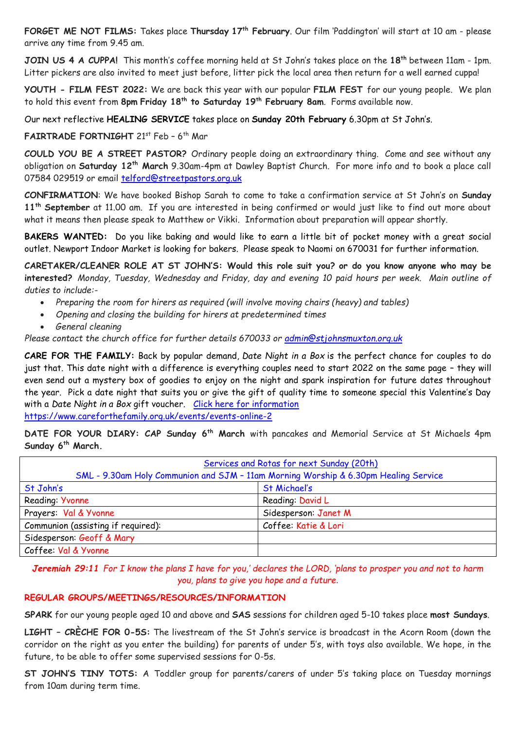**FORGET ME NOT FILMS:** Takes place **Thursday 17th February**. Our film 'Paddington' will start at 10 am - please arrive any time from 9.45 am.

**JOIN US 4 A CUPPA!** This month's coffee morning held at St John's takes place on the **18th** between 11am - 1pm. Litter pickers are also invited to meet just before, litter pick the local area then return for a well earned cuppa!

**YOUTH - FILM FEST 2022:** We are back this year with our popular **FILM FEST** for our young people. We plan to hold this event from **8pm Friday 18th to Saturday 19th February 8am**. Forms available now.

Our next reflective **HEALING SERVICE** takes place on **Sunday 20th February** 6.30pm at St John's.

**FAIRTRADE FORTNIGHT** 21st Feb – 6th Mar

**COULD YOU BE A STREET PASTOR?** Ordinary people doing an extraordinary thing. Come and see without any obligation on **Saturday 12th March** 9.30am-4pm at Dawley Baptist Church. For more info and to book a place call 07584 029519 or email telford@streetpastors.org.uk

**CONFIRMATION**: We have booked Bishop Sarah to come to take a confirmation service at St John's on **Sunday 11th September** at 11.00 am. If you are interested in being confirmed or would just like to find out more about what it means then please speak to Matthew or Vikki. Information about preparation will appear shortly.

**BAKERS WANTED:** Do you like baking and would like to earn a little bit of pocket money with a great social outlet. Newport Indoor Market is looking for bakers. Please speak to Naomi on 670031 for further information.

**CARETAKER/CLEANER ROLE AT ST JOHN'S: *Would this role suit you? or do you know anyone who may be interested?*** *Monday, Tuesday, Wednesday and Friday, day and evening 10 paid hours per week. Main outline of duties to include:-*

- *Preparing the room for hirers as required (will involve moving chairs (heavy) and tables)*
- *Opening and closing the building for hirers at predetermined times*
- *General cleaning*

*Please contact the church office for further details 670033 or admin@stjohnsmuxton.org.uk*

**CARE FOR THE FAMILY:** Back by popular demand, *Date Night in a Box* is the perfect chance for couples to do just that. This date night with a difference is everything couples need to start 2022 on the same page – they will even send out a mystery box of goodies to enjoy on the night and spark inspiration for future dates throughout the year. Pick a date night that suits you or give the gift of quality time to someone special this Valentine's Day with a *Date Night in a Box* gift voucher. Click here for information https://www.careforthefamily.org.uk/events/events-online-2

**DATE FOR YOUR DIARY: CAP Sunday 6th March** with pancakes and Memorial Service at St Michaels 4pm **Sunday 6th March.**

| Services and Rotas for next Sunday (20th)<br>SML - 9.30am Holy Communion and SJM – 11am Morning Worship & 6.30pm Healing Service | |
|---|---|
| St John's | St Michael's |
| Reading: Yvonne | Reading: David L |
| Prayers: Val & Yvonne | Sidesperson: Janet M |
| Communion (assisting if required): | Coffee: Katie & Lori |
| Sidesperson: Geoff & Mary | |
| Coffee: Val & Yvonne | |

***Jeremiah 29:11*** *For I know the plans I have for you,' declares the LORD, 'plans to prosper you and not to harm you, plans to give you hope and a future.*

## REGULAR GROUPS/MEETINGS/RESOURCES/INFORMATION

**SPARK** for our young people aged 10 and above and **SAS** sessions for children aged 5-10 takes place **most Sundays**.

**LIGHT – CRÈCHE FOR 0-5S:** The livestream of the St John's service is broadcast in the Acorn Room (down the corridor on the right as you enter the building) for parents of under 5's, with toys also available. We hope, in the future, to be able to offer some supervised sessions for 0-5s.

**ST JOHN'S TINY TOTS:** A Toddler group for parents/carers of under 5's taking place on Tuesday mornings from 10am during term time.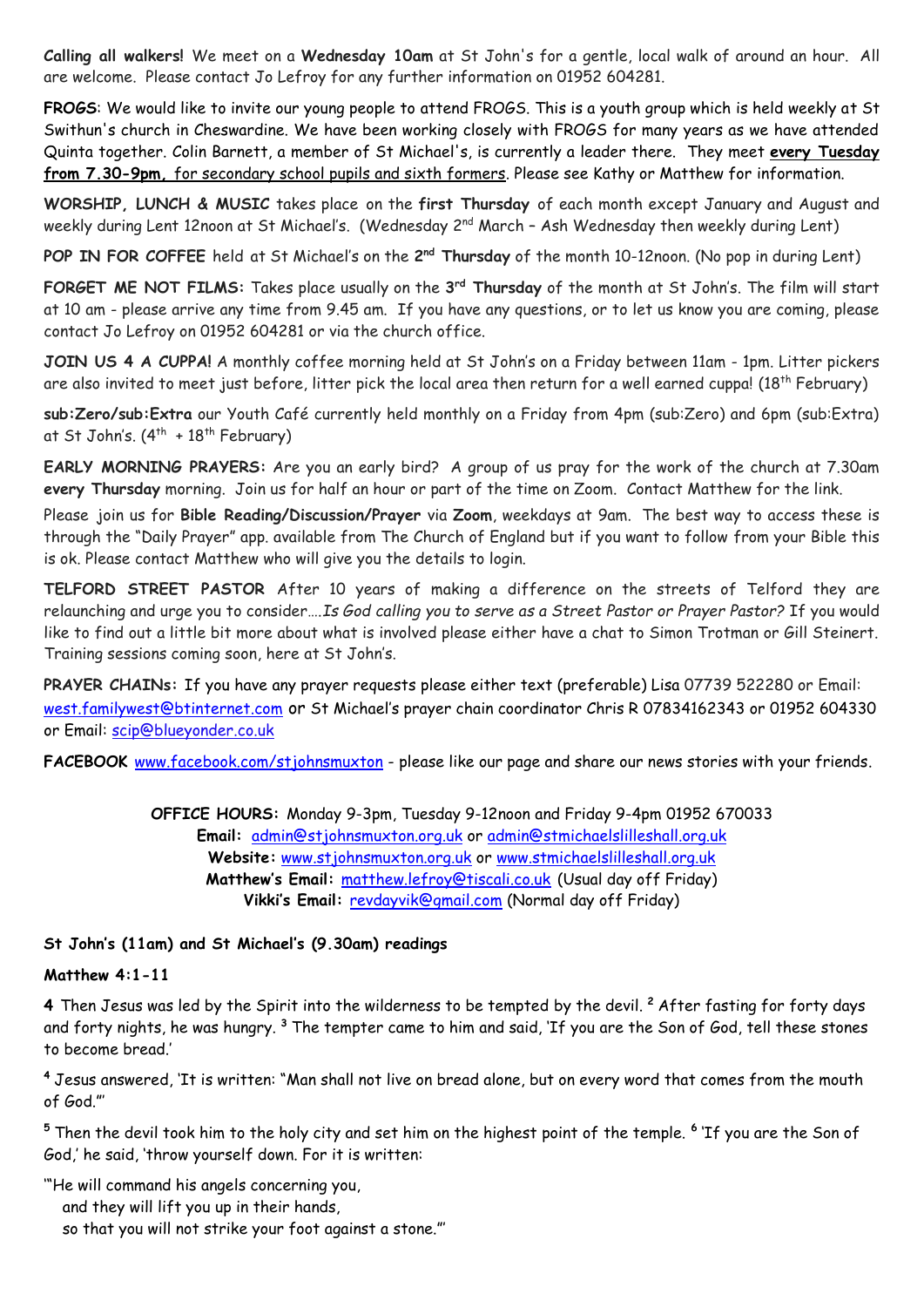**Calling all walkers!** We meet on a **Wednesday 10am** at St John's for a gentle, local walk of around an hour. All are welcome. Please contact Jo Lefroy for any further information on 01952 604281.

**FROGS**: We would like to invite our young people to attend FROGS. This is a youth group which is held weekly at St Swithun's church in Cheswardine. We have been working closely with FROGS for many years as we have attended Quinta together. Colin Barnett, a member of St Michael's, is currently a leader there. They meet **every Tuesday from 7.30-9pm,** for secondary school pupils and sixth formers. Please see Kathy or Matthew for information.

**WORSHIP, LUNCH & MUSIC** takes place on the **first Thursday** of each month except January and August and weekly during Lent 12noon at St Michael's. (Wednesday 2nd March – Ash Wednesday then weekly during Lent)

**POP IN FOR COFFEE** held at St Michael's on the **2nd Thursday** of the month 10-12noon. (No pop in during Lent)

**FORGET ME NOT FILMS:** Takes place usually on the **3rd Thursday** of the month at St John's. The film will start at 10 am - please arrive any time from 9.45 am. If you have any questions, or to let us know you are coming, please contact Jo Lefroy on 01952 604281 or via the church office.

**JOIN US 4 A CUPPA!** A monthly coffee morning held at St John's on a Friday between 11am - 1pm. Litter pickers are also invited to meet just before, litter pick the local area then return for a well earned cuppa! (18th February)

**sub:Zero/sub:Extra** our Youth Café currently held monthly on a Friday from 4pm (sub:Zero) and 6pm (sub:Extra) at St John's. (4th + 18th February)

**EARLY MORNING PRAYERS:** Are you an early bird? A group of us pray for the work of the church at 7.30am **every Thursday** morning. Join us for half an hour or part of the time on Zoom. Contact Matthew for the link.

Please join us for **Bible Reading/Discussion/Prayer** via **Zoom**, weekdays at 9am. The best way to access these is through the "Daily Prayer" app. available from The Church of England but if you want to follow from your Bible this is ok. Please contact Matthew who will give you the details to login.

**TELFORD STREET PASTOR** After 10 years of making a difference on the streets of Telford they are relaunching and urge you to consider….*Is God calling you to serve as a Street Pastor or Prayer Pastor?* If you would like to find out a little bit more about what is involved please either have a chat to Simon Trotman or Gill Steinert. Training sessions coming soon, here at St John's.

**PRAYER CHAINs:** If you have any prayer requests please either text (preferable) Lisa 07739 522280 or Email: west.familywest@btinternet.com or St Michael's prayer chain coordinator Chris R 07834162343 or 01952 604330 or Email: scip@blueyonder.co.uk

**FACEBOOK** www.facebook.com/stjohnsmuxton - please like our page and share our news stories with your friends.

**OFFICE HOURS:** Monday 9-3pm, Tuesday 9-12noon and Friday 9-4pm 01952 670033
**Email:** admin@stjohnsmuxton.org.uk or admin@stmichaelslilleshall.org.uk
**Website:** www.stjohnsmuxton.org.uk or www.stmichaelslilleshall.org.uk
**Matthew's Email:** matthew.lefroy@tiscali.co.uk (Usual day off Friday)
**Vikki's Email:** revdayvik@gmail.com (Normal day off Friday)

**St John's (11am) and St Michael's (9.30am) readings**

**Matthew 4:1-11**

**4** Then Jesus was led by the Spirit into the wilderness to be tempted by the devil. [2] After fasting for forty days and forty nights, he was hungry. [3] The tempter came to him and said, 'If you are the Son of God, tell these stones to become bread.'

[4] Jesus answered, 'It is written: "Man shall not live on bread alone, but on every word that comes from the mouth of God."'

[5] Then the devil took him to the holy city and set him on the highest point of the temple. [6] 'If you are the Son of God,' he said, 'throw yourself down. For it is written:

'"He will command his angels concerning you,
and they will lift you up in their hands,
so that you will not strike your foot against a stone."'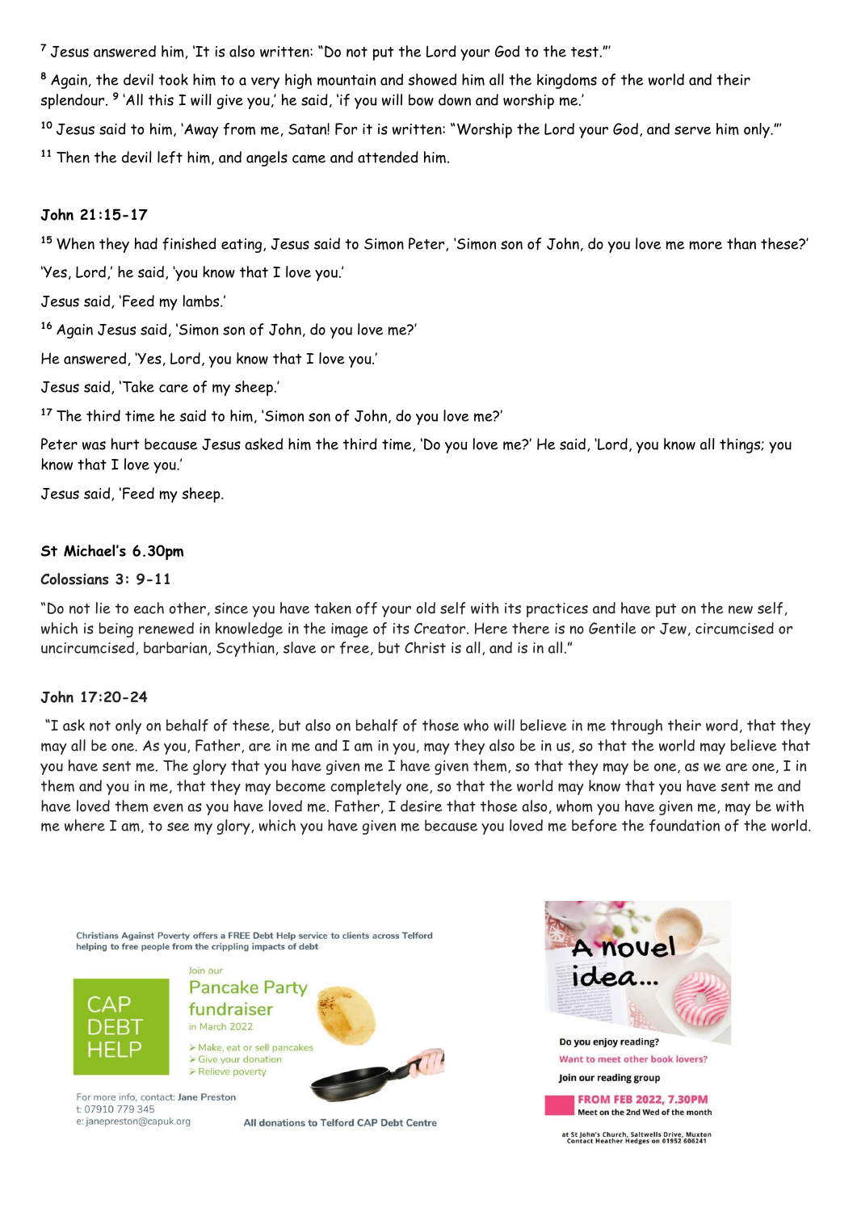[7] Jesus answered him, 'It is also written: "Do not put the Lord your God to the test."'

[8] Again, the devil took him to a very high mountain and showed him all the kingdoms of the world and their splendour. [9] 'All this I will give you,' he said, 'if you will bow down and worship me.'

[10] Jesus said to him, 'Away from me, Satan! For it is written: "Worship the Lord your God, and serve him only."'

[11] Then the devil left him, and angels came and attended him.

**John 21:15-17**

[15] When they had finished eating, Jesus said to Simon Peter, 'Simon son of John, do you love me more than these?'

'Yes, Lord,' he said, 'you know that I love you.'

Jesus said, 'Feed my lambs.'

[16] Again Jesus said, 'Simon son of John, do you love me?'

He answered, 'Yes, Lord, you know that I love you.'

Jesus said, 'Take care of my sheep.'

[17] The third time he said to him, 'Simon son of John, do you love me?'

Peter was hurt because Jesus asked him the third time, 'Do you love me?' He said, 'Lord, you know all things; you know that I love you.'

Jesus said, 'Feed my sheep.

**St Michael's 6.30pm**

**Colossians 3: 9-11**

"Do not lie to each other, since you have taken off your old self with its practices and have put on the new self, which is being renewed in knowledge in the image of its Creator. Here there is no Gentile or Jew, circumcised or uncircumcised, barbarian, Scythian, slave or free, but Christ is all, and is in all."

**John 17:20-24**

"I ask not only on behalf of these, but also on behalf of those who will believe in me through their word, that they may all be one. As you, Father, are in me and I am in you, may they also be in us, so that the world may believe that you have sent me. The glory that you have given me I have given them, so that they may be one, as we are one, I in them and you in me, that they may become completely one, so that the world may know that you have sent me and have loved them even as you have loved me. Father, I desire that those also, whom you have given me, may be with me where I am, to see my glory, which you have given me because you loved me before the foundation of the world.

Christians Against Poverty offers a FREE Debt Help service to clients across Telford helping to free people from the crippling impacts of debt

CAP DEBT HELP

Join our
Pancake Party fundraiser
in March 2022

- Make, eat or sell pancakes
- Give your donation
- Relieve poverty

For more info, contact: Jane Preston
t: 07910 779 345
e: janepreston@capuk.org

All donations to Telford CAP Debt Centre

A novel idea...

Do you enjoy reading?

Want to meet other book lovers?

Join our reading group

FROM FEB 2022, 7.30PM
Meet on the 2nd Wed of the month

at St John's Church, Saltwells Drive, Muxton
Contact Heather Hedges on 01952 606241